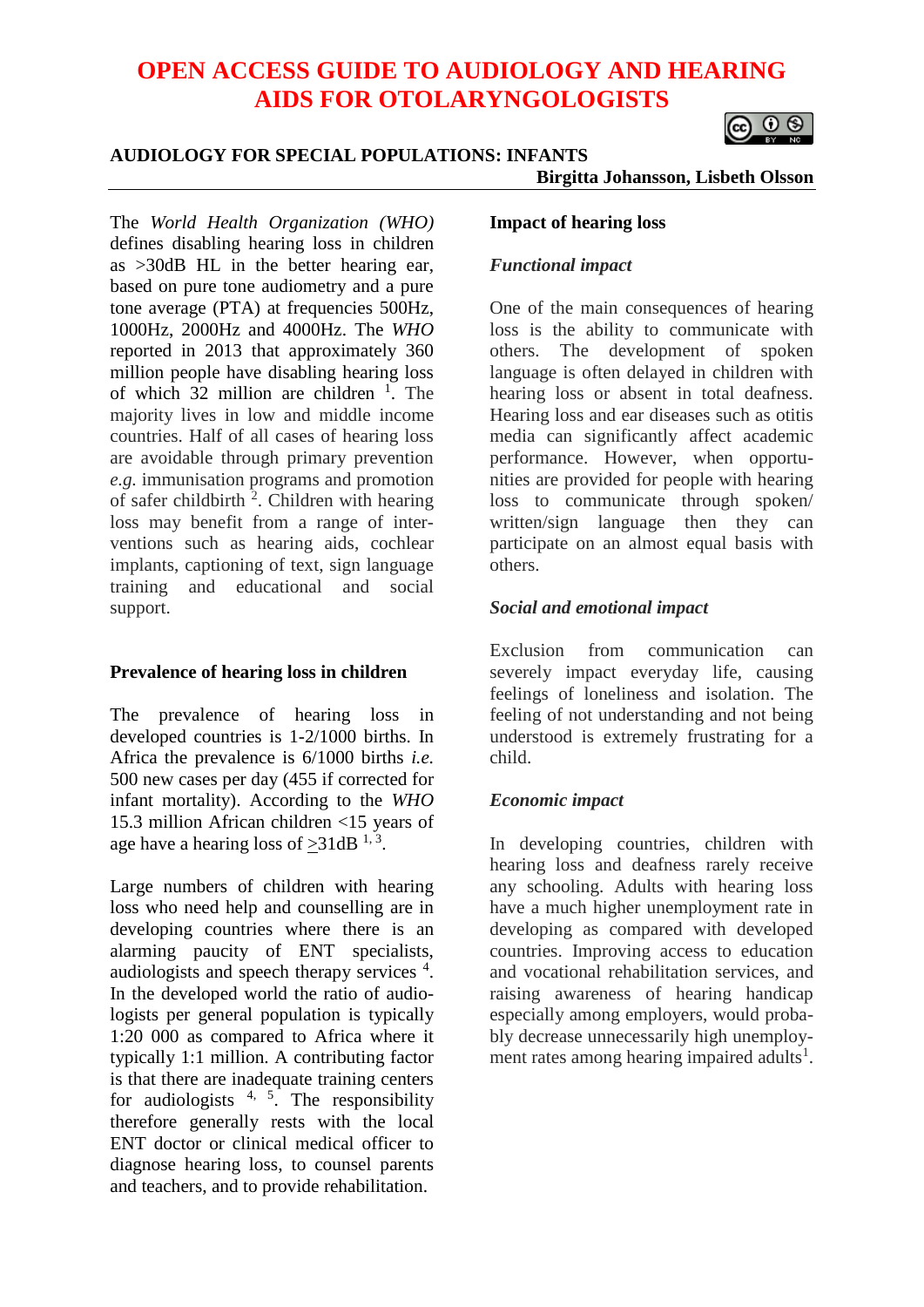# OPEN ACCESS GUIDE TO AUDIOLOGY AND HEARING AIDS FOR OTOLARYNGOLOGISTS

## AUDIOLOGY FOR SPECIAL POPULATIONS: INFANTS

**Birgitta Johansson, Lisbeth Olsson**

The *World Health Organization (WHO)* defines disabling hearing loss in children as >30dB HL in the better hearing ear, based on pure tone audiometry and a pure tone average (PTA) at frequencies 500Hz, 1000Hz, 2000Hz and 4000Hz. The *WHO* reported in 2013 that approximately 360 million people have disabling hearing loss of which 32 million are children [1]. The majority lives in low and middle income countries. Half of all cases of hearing loss are avoidable through primary prevention *e.g.* immunisation programs and promotion of safer childbirth [2]. Children with hearing loss may benefit from a range of interventions such as hearing aids, cochlear implants, captioning of text, sign language training and educational and social support.

### Prevalence of hearing loss in children

The prevalence of hearing loss in developed countries is 1-2/1000 births. In Africa the prevalence is 6/1000 births *i.e.* 500 new cases per day (455 if corrected for infant mortality). According to the *WHO* 15.3 million African children <15 years of age have a hearing loss of ≥31dB [1, 3].

Large numbers of children with hearing loss who need help and counselling are in developing countries where there is an alarming paucity of ENT specialists, audiologists and speech therapy services [4]. In the developed world the ratio of audiologists per general population is typically 1:20 000 as compared to Africa where it typically 1:1 million. A contributing factor is that there are inadequate training centers for audiologists [4, 5]. The responsibility therefore generally rests with the local ENT doctor or clinical medical officer to diagnose hearing loss, to counsel parents and teachers, and to provide rehabilitation.

### Impact of hearing loss

#### *Functional impact*

One of the main consequences of hearing loss is the ability to communicate with others. The development of spoken language is often delayed in children with hearing loss or absent in total deafness. Hearing loss and ear diseases such as otitis media can significantly affect academic performance. However, when opportunities are provided for people with hearing loss to communicate through spoken/ written/sign language then they can participate on an almost equal basis with others.

#### *Social and emotional impact*

Exclusion from communication can severely impact everyday life, causing feelings of loneliness and isolation. The feeling of not understanding and not being understood is extremely frustrating for a child.

#### *Economic impact*

In developing countries, children with hearing loss and deafness rarely receive any schooling. Adults with hearing loss have a much higher unemployment rate in developing as compared with developed countries. Improving access to education and vocational rehabilitation services, and raising awareness of hearing handicap especially among employers, would probably decrease unnecessarily high unemployment rates among hearing impaired adults[1].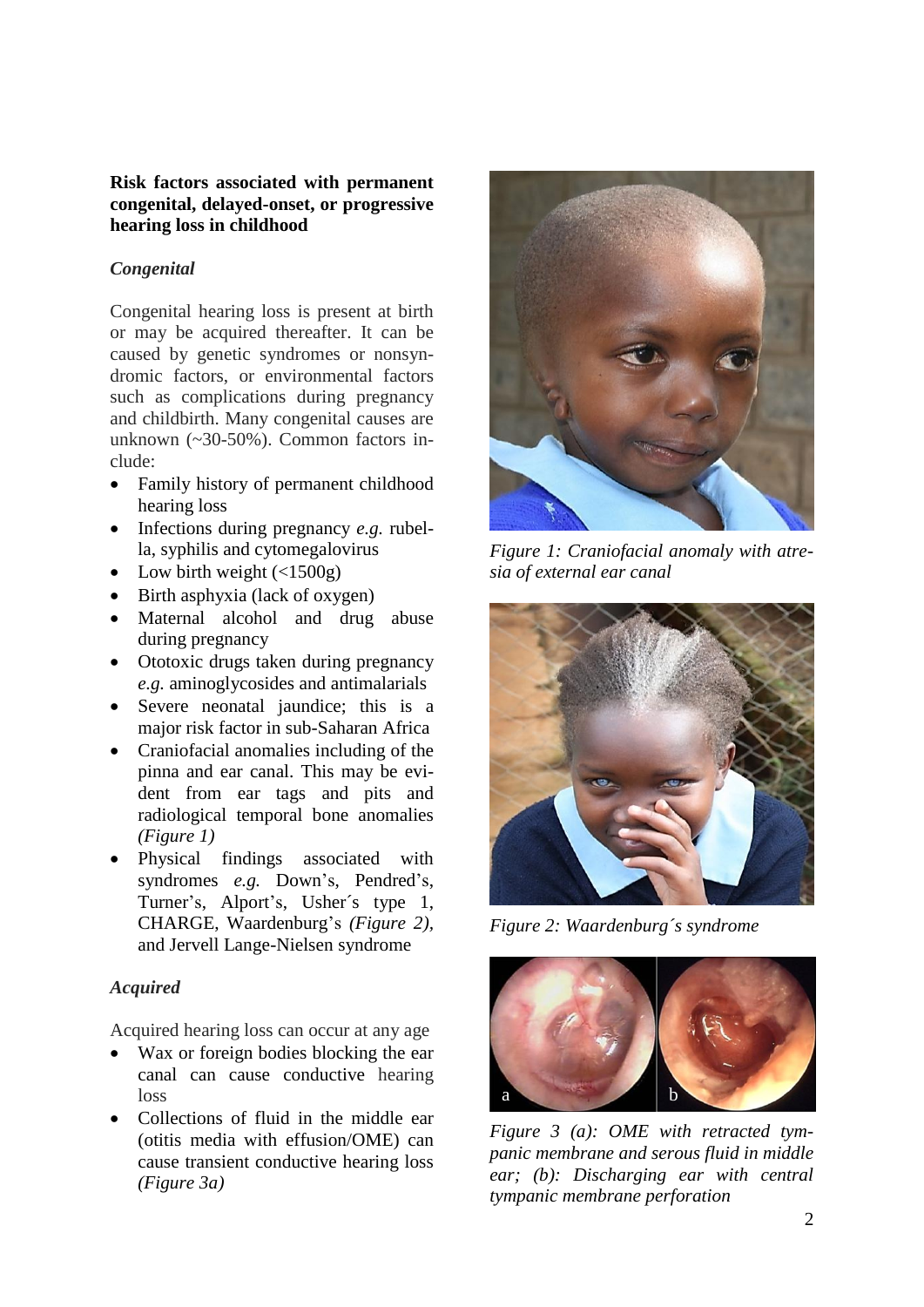**Risk factors associated with permanent congenital, delayed-onset, or progressive hearing loss in childhood**

### *Congenital*

Congenital hearing loss is present at birth or may be acquired thereafter. It can be caused by genetic syndromes or nonsyndromic factors, or environmental factors such as complications during pregnancy and childbirth. Many congenital causes are unknown (~30-50%). Common factors include:

- Family history of permanent childhood hearing loss
- Infections during pregnancy *e.g.* rubella, syphilis and cytomegalovirus
- Low birth weight (<1500g)
- Birth asphyxia (lack of oxygen)
- Maternal alcohol and drug abuse during pregnancy
- Ototoxic drugs taken during pregnancy *e.g.* aminoglycosides and antimalarials
- Severe neonatal jaundice; this is a major risk factor in sub-Saharan Africa
- Craniofacial anomalies including of the pinna and ear canal. This may be evident from ear tags and pits and radiological temporal bone anomalies *(Figure 1)*
- Physical findings associated with syndromes *e.g.* Down's, Pendred's, Turner's, Alport's, Usher´s type 1, CHARGE, Waardenburg's *(Figure 2),* and Jervell Lange-Nielsen syndrome

### *Acquired*

Acquired hearing loss can occur at any age

- Wax or foreign bodies blocking the ear canal can cause conductive hearing loss
- Collections of fluid in the middle ear (otitis media with effusion/OME) can cause transient conductive hearing loss *(Figure 3a)*

*Figure 1: Craniofacial anomaly with atresia of external ear canal*

*Figure 2: Waardenburg´s syndrome*

*Figure 3 (a): OME with retracted tympanic membrane and serous fluid in middle ear; (b): Discharging ear with central tympanic membrane perforation*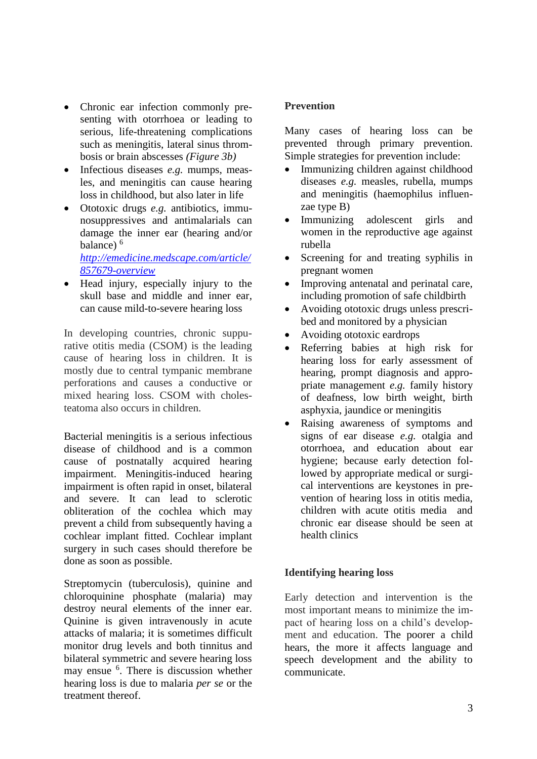- Chronic ear infection commonly presenting with otorrhoea or leading to serious, life-threatening complications such as meningitis, lateral sinus thrombosis or brain abscesses *(Figure 3b)*
- Infectious diseases *e.g.* mumps, measles, and meningitis can cause hearing loss in childhood, but also later in life
- Ototoxic drugs *e.g.* antibiotics, immunosuppressives and antimalarials can damage the inner ear (hearing and/or balance) [6] http://emedicine.medscape.com/article/857679-overview
- Head injury, especially injury to the skull base and middle and inner ear, can cause mild-to-severe hearing loss

In developing countries, chronic suppurative otitis media (CSOM) is the leading cause of hearing loss in children. It is mostly due to central tympanic membrane perforations and causes a conductive or mixed hearing loss. CSOM with cholesteatoma also occurs in children.

Bacterial meningitis is a serious infectious disease of childhood and is a common cause of postnatally acquired hearing impairment. Meningitis-induced hearing impairment is often rapid in onset, bilateral and severe. It can lead to sclerotic obliteration of the cochlea which may prevent a child from subsequently having a cochlear implant fitted. Cochlear implant surgery in such cases should therefore be done as soon as possible.

Streptomycin (tuberculosis), quinine and chloroquinine phosphate (malaria) may destroy neural elements of the inner ear. Quinine is given intravenously in acute attacks of malaria; it is sometimes difficult monitor drug levels and both tinnitus and bilateral symmetric and severe hearing loss may ensue [6]. There is discussion whether hearing loss is due to malaria *per se* or the treatment thereof.

**Prevention**

Many cases of hearing loss can be prevented through primary prevention. Simple strategies for prevention include:

- Immunizing children against childhood diseases *e.g.* measles, rubella, mumps and meningitis (haemophilus influenzae type B)
- Immunizing adolescent girls and women in the reproductive age against rubella
- Screening for and treating syphilis in pregnant women
- Improving antenatal and perinatal care, including promotion of safe childbirth
- Avoiding ototoxic drugs unless prescribed and monitored by a physician
- Avoiding ototoxic eardrops
- Referring babies at high risk for hearing loss for early assessment of hearing, prompt diagnosis and appropriate management *e.g.* family history of deafness, low birth weight, birth asphyxia, jaundice or meningitis
- Raising awareness of symptoms and signs of ear disease *e.g.* otalgia and otorrhoea, and education about ear hygiene; because early detection followed by appropriate medical or surgical interventions are keystones in prevention of hearing loss in otitis media, children with acute otitis media and chronic ear disease should be seen at health clinics

**Identifying hearing loss**

Early detection and intervention is the most important means to minimize the impact of hearing loss on a child's development and education. The poorer a child hears, the more it affects language and speech development and the ability to communicate.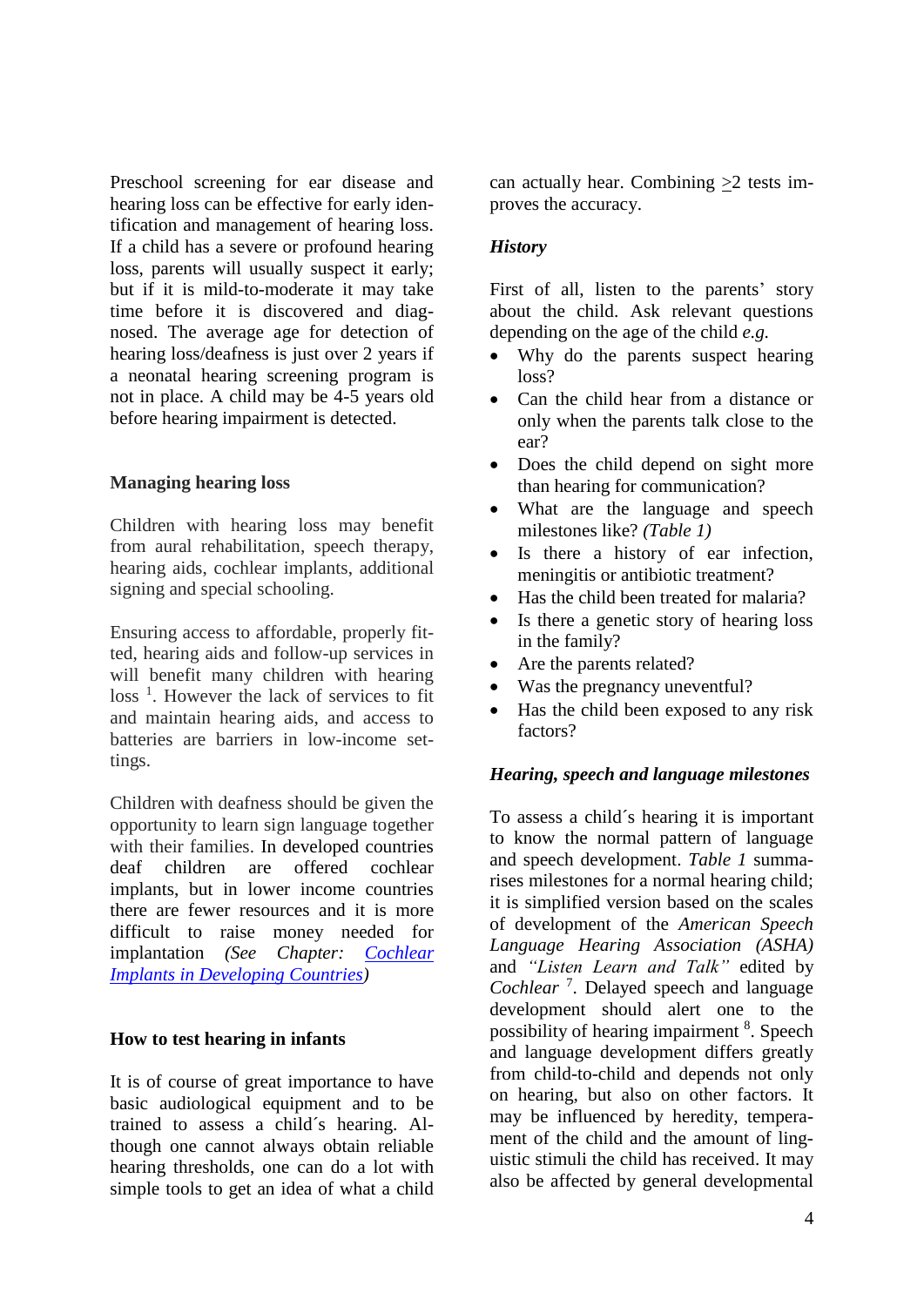Preschool screening for ear disease and hearing loss can be effective for early identification and management of hearing loss. If a child has a severe or profound hearing loss, parents will usually suspect it early; but if it is mild-to-moderate it may take time before it is discovered and diagnosed. The average age for detection of hearing loss/deafness is just over 2 years if a neonatal hearing screening program is not in place. A child may be 4-5 years old before hearing impairment is detected.

## Managing hearing loss

Children with hearing loss may benefit from aural rehabilitation, speech therapy, hearing aids, cochlear implants, additional signing and special schooling.

Ensuring access to affordable, properly fitted, hearing aids and follow-up services in will benefit many children with hearing loss [1]. However the lack of services to fit and maintain hearing aids, and access to batteries are barriers in low-income settings.

Children with deafness should be given the opportunity to learn sign language together with their families. In developed countries deaf children are offered cochlear implants, but in lower income countries there are fewer resources and it is more difficult to raise money needed for implantation *(See Chapter: Cochlear Implants in Developing Countries)*

## How to test hearing in infants

It is of course of great importance to have basic audiological equipment and to be trained to assess a child´s hearing. Although one cannot always obtain reliable hearing thresholds, one can do a lot with simple tools to get an idea of what a child can actually hear. Combining ≥2 tests improves the accuracy.

### *History*

First of all, listen to the parents' story about the child. Ask relevant questions depending on the age of the child *e.g.*

- Why do the parents suspect hearing loss?
- Can the child hear from a distance or only when the parents talk close to the ear?
- Does the child depend on sight more than hearing for communication?
- What are the language and speech milestones like? *(Table 1)*
- Is there a history of ear infection, meningitis or antibiotic treatment?
- Has the child been treated for malaria?
- Is there a genetic story of hearing loss in the family?
- Are the parents related?
- Was the pregnancy uneventful?
- Has the child been exposed to any risk factors?

### *Hearing, speech and language milestones*

To assess a child´s hearing it is important to know the normal pattern of language and speech development. *Table 1* summarises milestones for a normal hearing child; it is simplified version based on the scales of development of the *American Speech Language Hearing Association (ASHA)* and *"Listen Learn and Talk"* edited by *Cochlear* [7]. Delayed speech and language development should alert one to the possibility of hearing impairment [8]. Speech and language development differs greatly from child-to-child and depends not only on hearing, but also on other factors. It may be influenced by heredity, temperament of the child and the amount of linguistic stimuli the child has received. It may also be affected by general developmental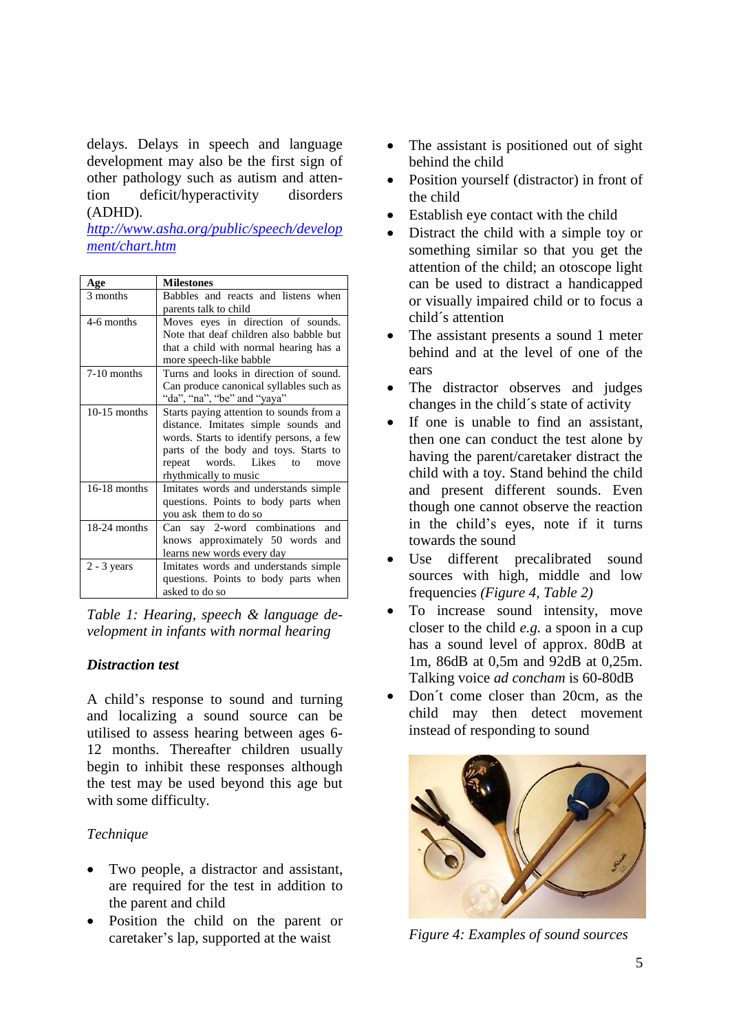delays. Delays in speech and language development may also be the first sign of other pathology such as autism and attention deficit/hyperactivity disorders (ADHD).
*http://www.asha.org/public/speech/development/chart.htm*

| Age | Milestones |
|---|---|
| 3 months | Babbles and reacts and listens when parents talk to child |
| 4-6 months | Moves eyes in direction of sounds. Note that deaf children also babble but that a child with normal hearing has a more speech-like babble |
| 7-10 months | Turns and looks in direction of sound. Can produce canonical syllables such as “da”, “na”, “be” and “yaya” |
| 10-15 months | Starts paying attention to sounds from a distance. Imitates simple sounds and words. Starts to identify persons, a few parts of the body and toys. Starts to repeat words. Likes to move rhythmically to music |
| 16-18 months | Imitates words and understands simple questions. Points to body parts when you ask them to do so |
| 18-24 months | Can say 2-word combinations and knows approximately 50 words and learns new words every day |
| 2 - 3 years | Imitates words and understands simple questions. Points to body parts when asked to do so |

*Table 1: Hearing, speech & language development in infants with normal hearing*

### *Distraction test*

A child’s response to sound and turning and localizing a sound source can be utilised to assess hearing between ages 6-12 months. Thereafter children usually begin to inhibit these responses although the test may be used beyond this age but with some difficulty.

#### *Technique*

- Two people, a distractor and assistant, are required for the test in addition to the parent and child
- Position the child on the parent or caretaker’s lap, supported at the waist
- The assistant is positioned out of sight behind the child
- Position yourself (distractor) in front of the child
- Establish eye contact with the child
- Distract the child with a simple toy or something similar so that you get the attention of the child; an otoscope light can be used to distract a handicapped or visually impaired child or to focus a child´s attention
- The assistant presents a sound 1 meter behind and at the level of one of the ears
- The distractor observes and judges changes in the child´s state of activity
- If one is unable to find an assistant, then one can conduct the test alone by having the parent/caretaker distract the child with a toy. Stand behind the child and present different sounds. Even though one cannot observe the reaction in the child’s eyes, note if it turns towards the sound
- Use different precalibrated sound sources with high, middle and low frequencies *(Figure 4, Table 2)*
- To increase sound intensity, move closer to the child *e.g.* a spoon in a cup has a sound level of approx. 80dB at 1m, 86dB at 0,5m and 92dB at 0,25m. Talking voice *ad concham* is 60-80dB
- Don´t come closer than 20cm, as the child may then detect movement instead of responding to sound

*Figure 4: Examples of sound sources*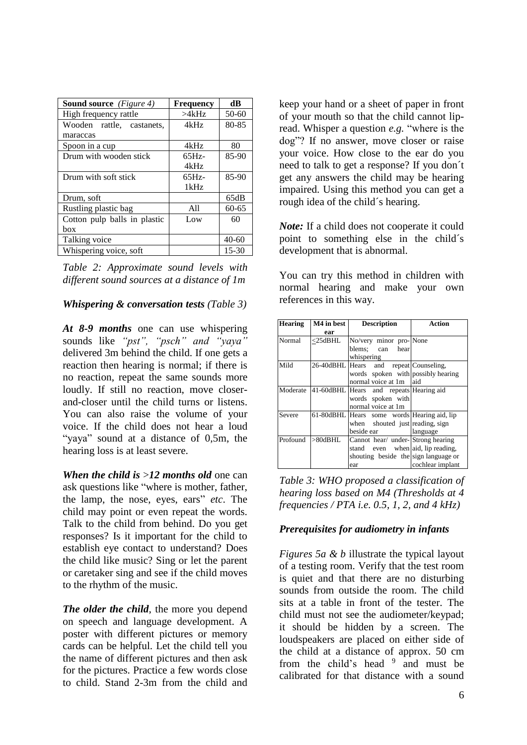| **Sound source** *(Figure 4)* | **Frequency** | **dB** |
|---|---|---|
| High frequency rattle | >4kHz | 50-60 |
| Wooden rattle, castanets, maraccas | 4kHz | 80-85 |
| Spoon in a cup | 4kHz | 80 |
| Drum with wooden stick | 65Hz-4kHz | 85-90 |
| Drum with soft stick | 65Hz-1kHz | 85-90 |
| Drum, soft | | 65dB |
| Rustling plastic bag | All | 60-65 |
| Cotton pulp balls in plastic box | Low | 60 |
| Talking voice | | 40-60 |
| Whispering voice, soft | | 15-30 |

*Table 2: Approximate sound levels with different sound sources at a distance of 1m*

***Whispering & conversation tests*** *(Table 3)*

***At 8-9 months*** one can use whispering sounds like *"pst", "psch" and "yaya"* delivered 3m behind the child. If one gets a reaction then hearing is normal; if there is no reaction, repeat the same sounds more loudly. If still no reaction, move closer-and-closer until the child turns or listens. You can also raise the volume of your voice. If the child does not hear a loud "yaya" sound at a distance of 0,5m, the hearing loss is at least severe.

***When the child is*** *>**12 months old*** one can ask questions like "where is mother, father, the lamp, the nose, eyes, ears" *etc*. The child may point or even repeat the words. Talk to the child from behind. Do you get responses? Is it important for the child to establish eye contact to understand? Does the child like music? Sing or let the parent or caretaker sing and see if the child moves to the rhythm of the music.

***The older the child***, the more you depend on speech and language development. A poster with different pictures or memory cards can be helpful. Let the child tell you the name of different pictures and then ask for the pictures. Practice a few words close to child. Stand 2-3m from the child and keep your hand or a sheet of paper in front of your mouth so that the child cannot lip-read. Whisper a question *e.g.* "where is the dog"? If no answer, move closer or raise your voice. How close to the ear do you need to talk to get a response? If you don´t get any answers the child may be hearing impaired. Using this method you can get a rough idea of the child´s hearing.

***Note:*** If a child does not cooperate it could point to something else in the child´s development that is abnormal.

You can try this method in children with normal hearing and make your own references in this way.

| **Hearing** | **M4 in best ear** | **Description** | **Action** |
|---|---|---|---|
| Normal | ≤25dBHL | No/very minor problems; can hear whispering | None |
| Mild | 26-40dBHL | Hears and repeat words spoken with normal voice at 1m | Counseling, possibly hearing aid |
| Moderate | 41-60dBHL | Hears and repeats words spoken with normal voice at 1m | Hearing aid |
| Severe | 61-80dBHL | Hears some words when shouted just beside ear | Hearing aid, lip reading, sign language |
| Profound | >80dBHL | Cannot hear/ understand even when shouting beside the ear | Strong hearing aid, lip reading, sign language or cochlear implant |

*Table 3: WHO proposed a classification of hearing loss based on M4 (Thresholds at 4 frequencies / PTA i.e. 0.5, 1, 2, and 4 kHz)*

***Prerequisites for audiometry in infants***

*Figures 5a & b* illustrate the typical layout of a testing room. Verify that the test room is quiet and that there are no disturbing sounds from outside the room. The child sits at a table in front of the tester. The child must not see the audiometer/keypad; it should be hidden by a screen. The loudspeakers are placed on either side of the child at a distance of approx. 50 cm from the child's head [9] and must be calibrated for that distance with a sound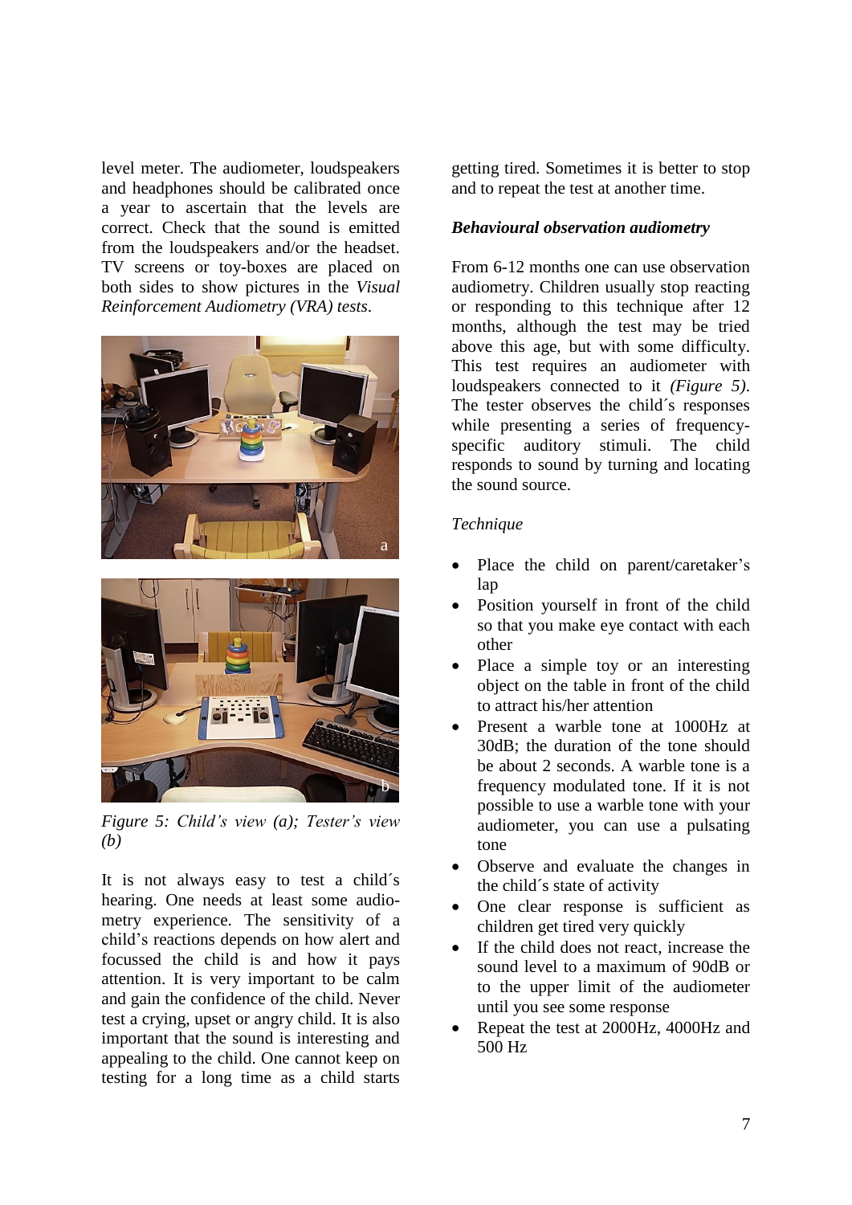level meter. The audiometer, loudspeakers and headphones should be calibrated once a year to ascertain that the levels are correct. Check that the sound is emitted from the loudspeakers and/or the headset. TV screens or toy-boxes are placed on both sides to show pictures in the *Visual Reinforcement Audiometry (VRA) tests*.

*Figure 5: Child's view (a); Tester's view (b)*

It is not always easy to test a child´s hearing. One needs at least some audiometry experience. The sensitivity of a child's reactions depends on how alert and focussed the child is and how it pays attention. It is very important to be calm and gain the confidence of the child. Never test a crying, upset or angry child. It is also important that the sound is interesting and appealing to the child. One cannot keep on testing for a long time as a child starts getting tired. Sometimes it is better to stop and to repeat the test at another time.

### *Behavioural observation audiometry*

From 6-12 months one can use observation audiometry. Children usually stop reacting or responding to this technique after 12 months, although the test may be tried above this age, but with some difficulty. This test requires an audiometer with loudspeakers connected to it *(Figure 5)*. The tester observes the child´s responses while presenting a series of frequency-specific auditory stimuli. The child responds to sound by turning and locating the sound source.

*Technique*

- Place the child on parent/caretaker's lap
- Position yourself in front of the child so that you make eye contact with each other
- Place a simple toy or an interesting object on the table in front of the child to attract his/her attention
- Present a warble tone at 1000Hz at 30dB; the duration of the tone should be about 2 seconds. A warble tone is a frequency modulated tone. If it is not possible to use a warble tone with your audiometer, you can use a pulsating tone
- Observe and evaluate the changes in the child´s state of activity
- One clear response is sufficient as children get tired very quickly
- If the child does not react, increase the sound level to a maximum of 90dB or to the upper limit of the audiometer until you see some response
- Repeat the test at 2000Hz, 4000Hz and 500 Hz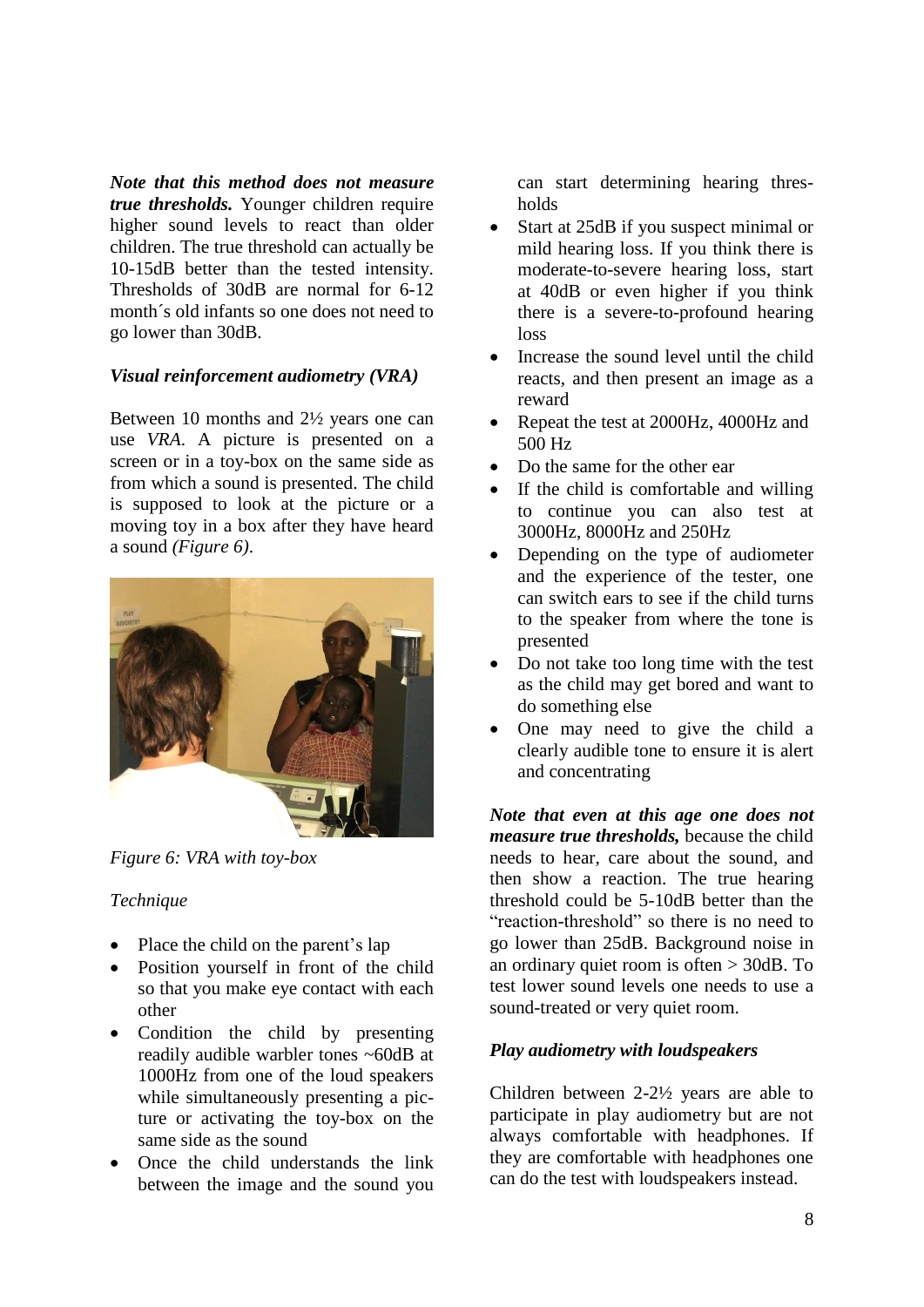***Note that this method does not measure true thresholds.*** Younger children require higher sound levels to react than older children. The true threshold can actually be 10-15dB better than the tested intensity. Thresholds of 30dB are normal for 6-12 month´s old infants so one does not need to go lower than 30dB.

### *Visual reinforcement audiometry (VRA)*

Between 10 months and 2½ years one can use *VRA*. A picture is presented on a screen or in a toy-box on the same side as from which a sound is presented. The child is supposed to look at the picture or a moving toy in a box after they have heard a sound *(Figure 6)*.

*Figure 6: VRA with toy-box*

*Technique*

- Place the child on the parent's lap
- Position yourself in front of the child so that you make eye contact with each other
- Condition the child by presenting readily audible warbler tones ~60dB at 1000Hz from one of the loud speakers while simultaneously presenting a picture or activating the toy-box on the same side as the sound
- Once the child understands the link between the image and the sound you can start determining hearing thresholds
- Start at 25dB if you suspect minimal or mild hearing loss. If you think there is moderate-to-severe hearing loss, start at 40dB or even higher if you think there is a severe-to-profound hearing loss
- Increase the sound level until the child reacts, and then present an image as a reward
- Repeat the test at 2000Hz, 4000Hz and 500 Hz
- Do the same for the other ear
- If the child is comfortable and willing to continue you can also test at 3000Hz, 8000Hz and 250Hz
- Depending on the type of audiometer and the experience of the tester, one can switch ears to see if the child turns to the speaker from where the tone is presented
- Do not take too long time with the test as the child may get bored and want to do something else
- One may need to give the child a clearly audible tone to ensure it is alert and concentrating

***Note that even at this age one does not measure true thresholds,*** because the child needs to hear, care about the sound, and then show a reaction. The true hearing threshold could be 5-10dB better than the "reaction-threshold" so there is no need to go lower than 25dB. Background noise in an ordinary quiet room is often > 30dB. To test lower sound levels one needs to use a sound-treated or very quiet room.

### *Play audiometry with loudspeakers*

Children between 2-2½ years are able to participate in play audiometry but are not always comfortable with headphones. If they are comfortable with headphones one can do the test with loudspeakers instead.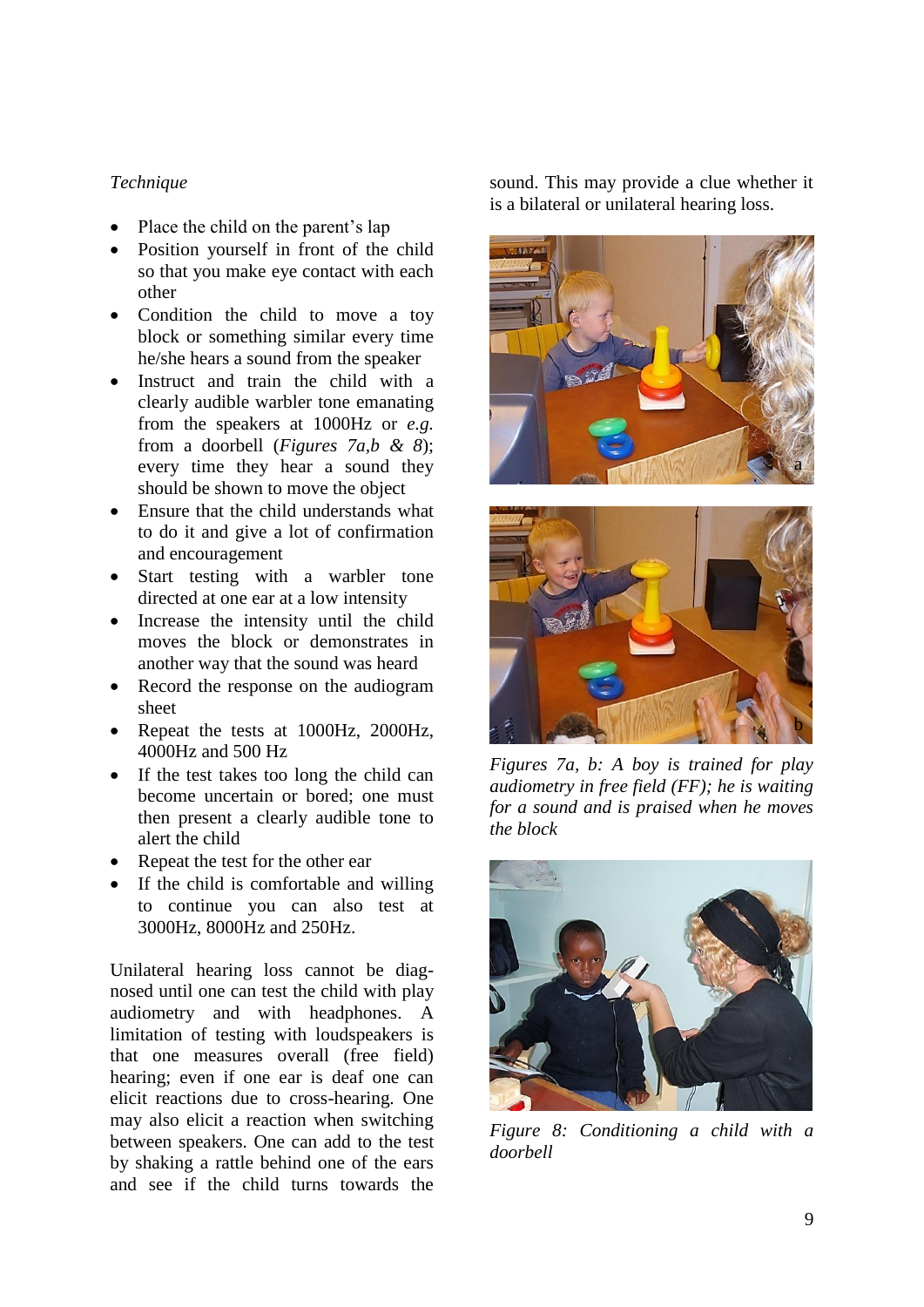*Technique*

- Place the child on the parent's lap
- Position yourself in front of the child so that you make eye contact with each other
- Condition the child to move a toy block or something similar every time he/she hears a sound from the speaker
- Instruct and train the child with a clearly audible warbler tone emanating from the speakers at 1000Hz or *e.g.* from a doorbell (*Figures 7a,b & 8*); every time they hear a sound they should be shown to move the object
- Ensure that the child understands what to do it and give a lot of confirmation and encouragement
- Start testing with a warbler tone directed at one ear at a low intensity
- Increase the intensity until the child moves the block or demonstrates in another way that the sound was heard
- Record the response on the audiogram sheet
- Repeat the tests at 1000Hz, 2000Hz, 4000Hz and 500 Hz
- If the test takes too long the child can become uncertain or bored; one must then present a clearly audible tone to alert the child
- Repeat the test for the other ear
- If the child is comfortable and willing to continue you can also test at 3000Hz, 8000Hz and 250Hz.

Unilateral hearing loss cannot be diagnosed until one can test the child with play audiometry and with headphones. A limitation of testing with loudspeakers is that one measures overall (free field) hearing; even if one ear is deaf one can elicit reactions due to cross-hearing. One may also elicit a reaction when switching between speakers. One can add to the test by shaking a rattle behind one of the ears and see if the child turns towards the sound. This may provide a clue whether it is a bilateral or unilateral hearing loss.

*Figures 7a, b: A boy is trained for play audiometry in free field (FF); he is waiting for a sound and is praised when he moves the block*

*Figure 8: Conditioning a child with a doorbell*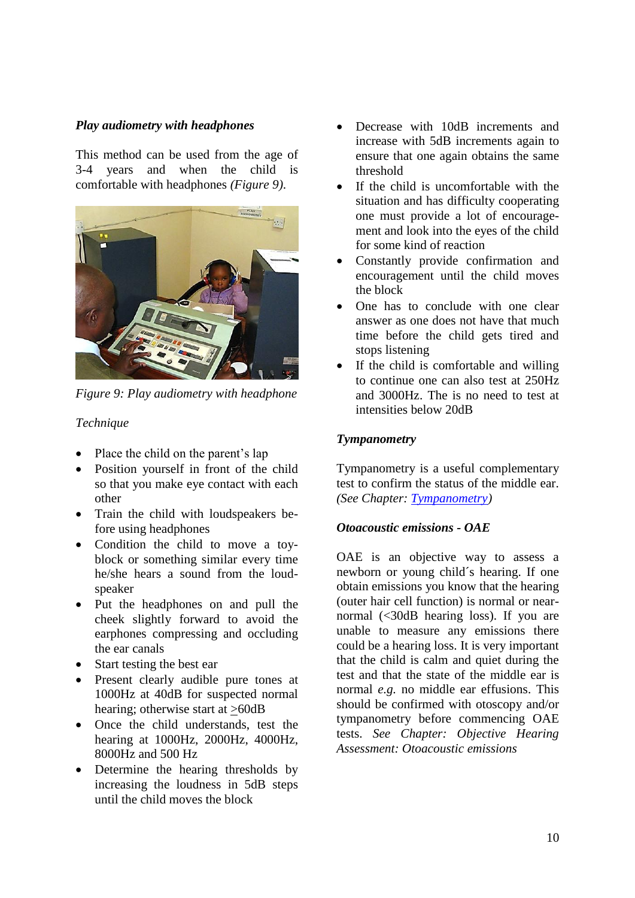### *Play audiometry with headphones*

This method can be used from the age of 3-4 years and when the child is comfortable with headphones *(Figure 9)*.

*Figure 9: Play audiometry with headphone*

*Technique*

- Place the child on the parent's lap
- Position yourself in front of the child so that you make eye contact with each other
- Train the child with loudspeakers before using headphones
- Condition the child to move a toy-block or something similar every time he/she hears a sound from the loudspeaker
- Put the headphones on and pull the cheek slightly forward to avoid the earphones compressing and occluding the ear canals
- Start testing the best ear
- Present clearly audible pure tones at 1000Hz at 40dB for suspected normal hearing; otherwise start at ≥60dB
- Once the child understands, test the hearing at 1000Hz, 2000Hz, 4000Hz, 8000Hz and 500 Hz
- Determine the hearing thresholds by increasing the loudness in 5dB steps until the child moves the block
- Decrease with 10dB increments and increase with 5dB increments again to ensure that one again obtains the same threshold
- If the child is uncomfortable with the situation and has difficulty cooperating one must provide a lot of encouragement and look into the eyes of the child for some kind of reaction
- Constantly provide confirmation and encouragement until the child moves the block
- One has to conclude with one clear answer as one does not have that much time before the child gets tired and stops listening
- If the child is comfortable and willing to continue one can also test at 250Hz and 3000Hz. The is no need to test at intensities below 20dB

### *Tympanometry*

Tympanometry is a useful complementary test to confirm the status of the middle ear. *(See Chapter: Tympanometry)*

### *Otoacoustic emissions - OAE*

OAE is an objective way to assess a newborn or young child´s hearing. If one obtain emissions you know that the hearing (outer hair cell function) is normal or near-normal (<30dB hearing loss). If you are unable to measure any emissions there could be a hearing loss. It is very important that the child is calm and quiet during the test and that the state of the middle ear is normal *e.g.* no middle ear effusions. This should be confirmed with otoscopy and/or tympanometry before commencing OAE tests. *See Chapter: Objective Hearing Assessment: Otoacoustic emissions*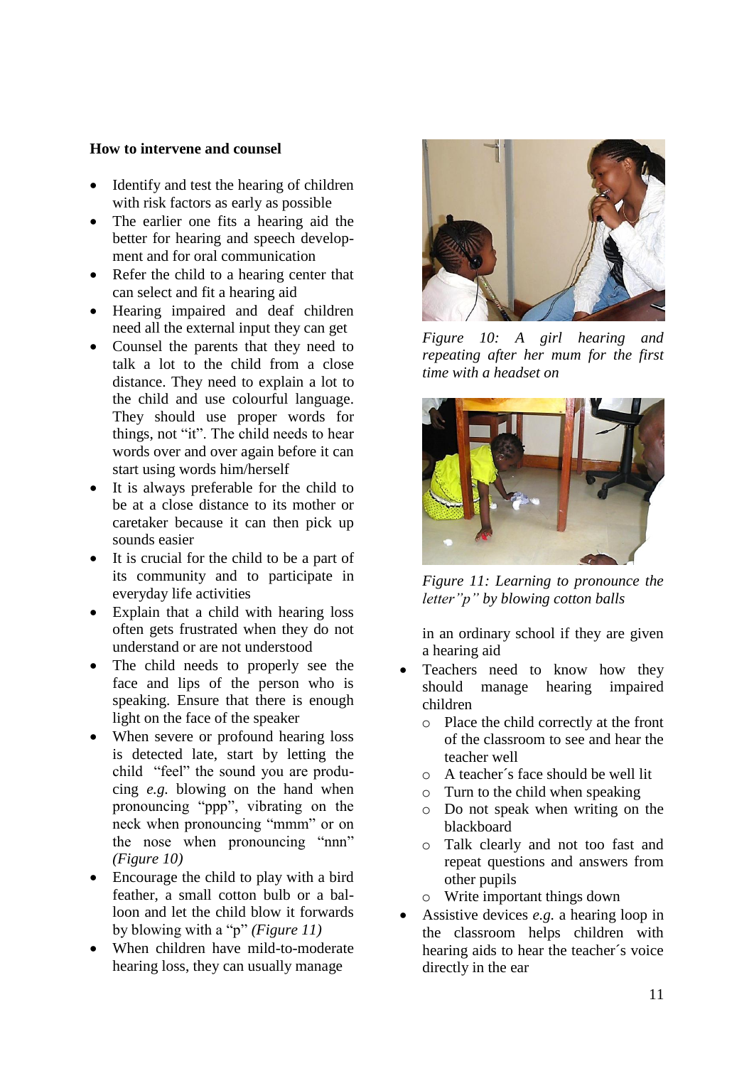**How to intervene and counsel**

- Identify and test the hearing of children with risk factors as early as possible
- The earlier one fits a hearing aid the better for hearing and speech development and for oral communication
- Refer the child to a hearing center that can select and fit a hearing aid
- Hearing impaired and deaf children need all the external input they can get
- Counsel the parents that they need to talk a lot to the child from a close distance. They need to explain a lot to the child and use colourful language. They should use proper words for things, not "it". The child needs to hear words over and over again before it can start using words him/herself
- It is always preferable for the child to be at a close distance to its mother or caretaker because it can then pick up sounds easier
- It is crucial for the child to be a part of its community and to participate in everyday life activities
- Explain that a child with hearing loss often gets frustrated when they do not understand or are not understood
- The child needs to properly see the face and lips of the person who is speaking. Ensure that there is enough light on the face of the speaker
- When severe or profound hearing loss is detected late, start by letting the child "feel" the sound you are producing *e.g.* blowing on the hand when pronouncing "ppp", vibrating on the neck when pronouncing "mmm" or on the nose when pronouncing "nnn" *(Figure 10)*
- Encourage the child to play with a bird feather, a small cotton bulb or a balloon and let the child blow it forwards by blowing with a "p" *(Figure 11)*
- When children have mild-to-moderate hearing loss, they can usually manage in an ordinary school if they are given a hearing aid
- Teachers need to know how they should manage hearing impaired children
    - Place the child correctly at the front of the classroom to see and hear the teacher well
    - A teacher´s face should be well lit
    - Turn to the child when speaking
    - Do not speak when writing on the blackboard
    - Talk clearly and not too fast and repeat questions and answers from other pupils
    - Write important things down
- Assistive devices *e.g.* a hearing loop in the classroom helps children with hearing aids to hear the teacher´s voice directly in the ear

*Figure 10: A girl hearing and repeating after her mum for the first time with a headset on*

*Figure 11: Learning to pronounce the letter"p" by blowing cotton balls*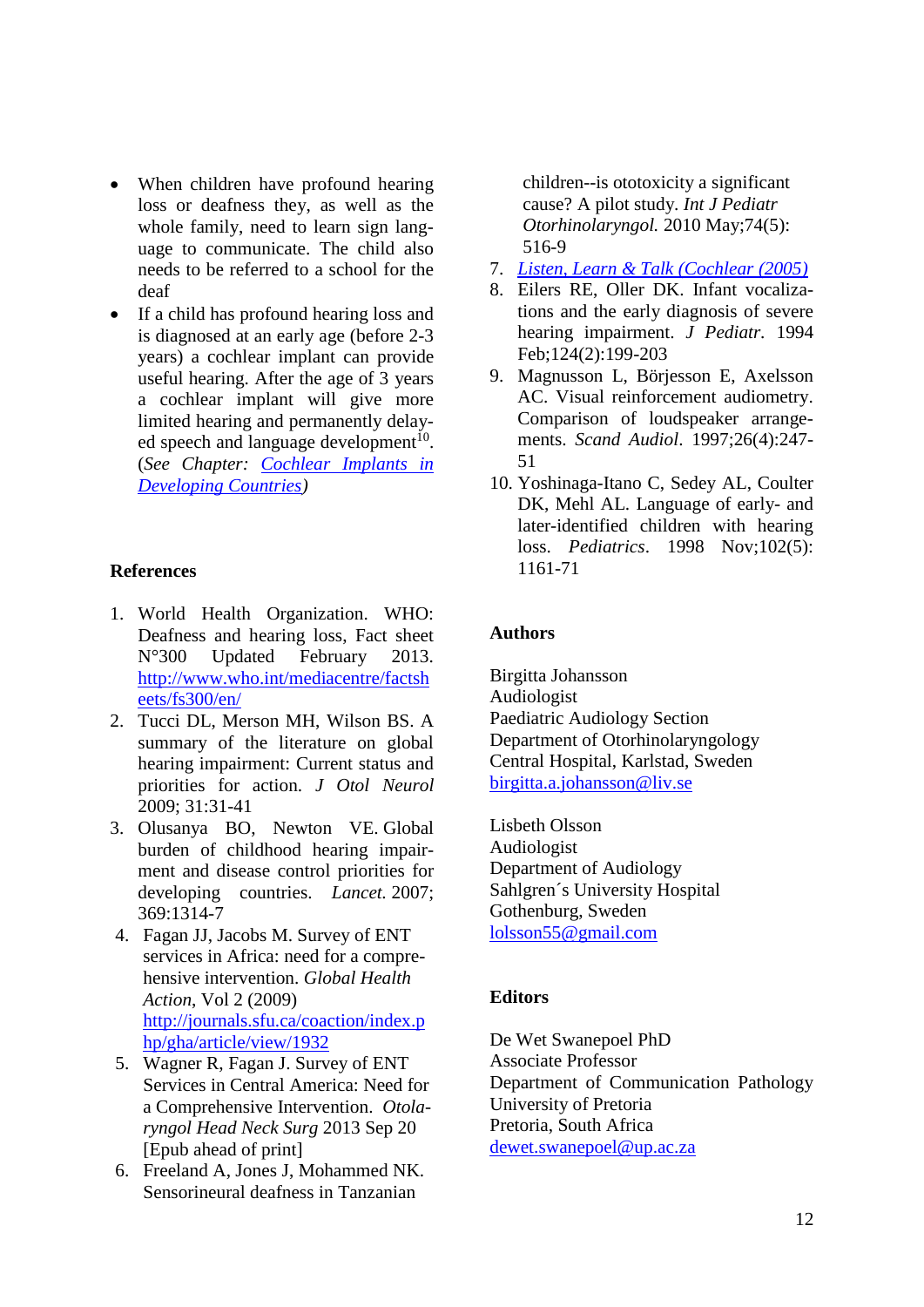- When children have profound hearing loss or deafness they, as well as the whole family, need to learn sign language to communicate. The child also needs to be referred to a school for the deaf
- If a child has profound hearing loss and is diagnosed at an early age (before 2-3 years) a cochlear implant can provide useful hearing. After the age of 3 years a cochlear implant will give more limited hearing and permanently delayed speech and language development[10]. (*See Chapter:* *Cochlear Implants in Developing Countries*)

## References

1. World Health Organization. WHO: Deafness and hearing loss, Fact sheet N°300 Updated February 2013. http://www.who.int/mediacentre/factsheets/fs300/en/
2. Tucci DL, Merson MH, Wilson BS. A summary of the literature on global hearing impairment: Current status and priorities for action. *J Otol Neurol* 2009; 31:31-41
3. Olusanya BO, Newton VE. Global burden of childhood hearing impairment and disease control priorities for developing countries. *Lancet.* 2007; 369:1314-7
4. Fagan JJ, Jacobs M. Survey of ENT services in Africa: need for a comprehensive intervention. *Global Health Action*, Vol 2 (2009) http://journals.sfu.ca/coaction/index.php/gha/article/view/1932
5. Wagner R, Fagan J. Survey of ENT Services in Central America: Need for a Comprehensive Intervention. *Otolaryngol Head Neck Surg* 2013 Sep 20 [Epub ahead of print]
6. Freeland A, Jones J, Mohammed NK. Sensorineural deafness in Tanzanian children--is ototoxicity a significant cause? A pilot study. *Int J Pediatr Otorhinolaryngol.* 2010 May;74(5): 516-9
7. *Listen, Learn & Talk (Cochlear (2005)*
8. Eilers RE, Oller DK. Infant vocalizations and the early diagnosis of severe hearing impairment. *J Pediatr.* 1994 Feb;124(2):199-203
9. Magnusson L, Börjesson E, Axelsson AC. Visual reinforcement audiometry. Comparison of loudspeaker arrangements. *Scand Audiol*. 1997;26(4):247-51
10. Yoshinaga-Itano C, Sedey AL, Coulter DK, Mehl AL. Language of early- and later-identified children with hearing loss. *Pediatrics*. 1998 Nov;102(5): 1161-71

## Authors

Birgitta Johansson
Audiologist
Paediatric Audiology Section
Department of Otorhinolaryngology
Central Hospital, Karlstad, Sweden
birgitta.a.johansson@liv.se

Lisbeth Olsson
Audiologist
Department of Audiology
Sahlgren´s University Hospital
Gothenburg, Sweden
lolsson55@gmail.com

## Editors

De Wet Swanepoel PhD
Associate Professor
Department of Communication Pathology
University of Pretoria
Pretoria, South Africa
dewet.swanepoel@up.ac.za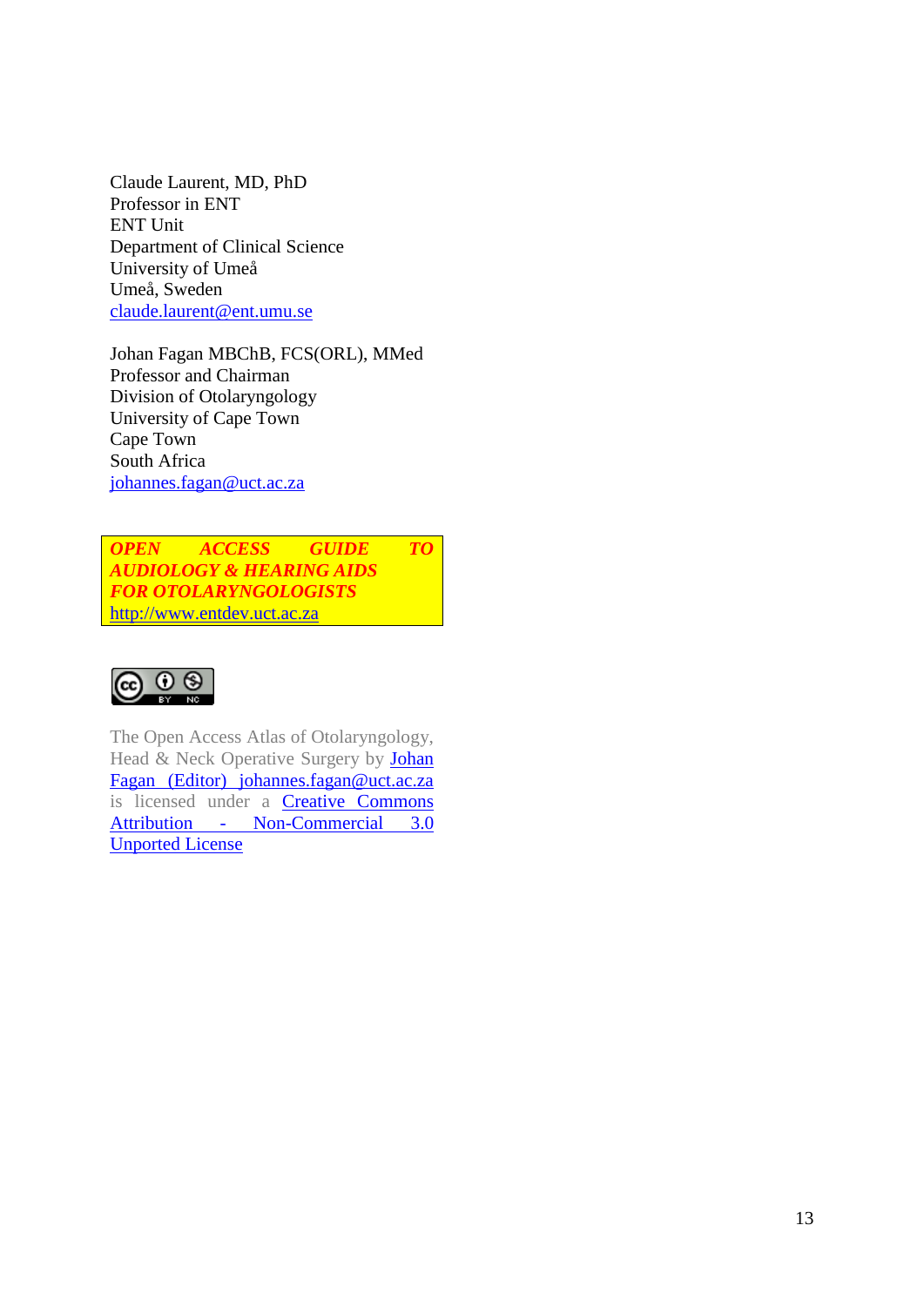Claude Laurent, MD, PhD
Professor in ENT
ENT Unit
Department of Clinical Science
University of Umeå
Umeå, Sweden
claude.laurent@ent.umu.se

Johan Fagan MBChB, FCS(ORL), MMed
Professor and Chairman
Division of Otolaryngology
University of Cape Town
Cape Town
South Africa
johannes.fagan@uct.ac.za

***OPEN ACCESS GUIDE TO AUDIOLOGY & HEARING AIDS FOR OTOLARYNGOLOGISTS***
http://www.entdev.uct.ac.za

The Open Access Atlas of Otolaryngology, Head & Neck Operative Surgery by Johan Fagan (Editor) johannes.fagan@uct.ac.za is licensed under a Creative Commons Attribution - Non-Commercial 3.0 Unported License